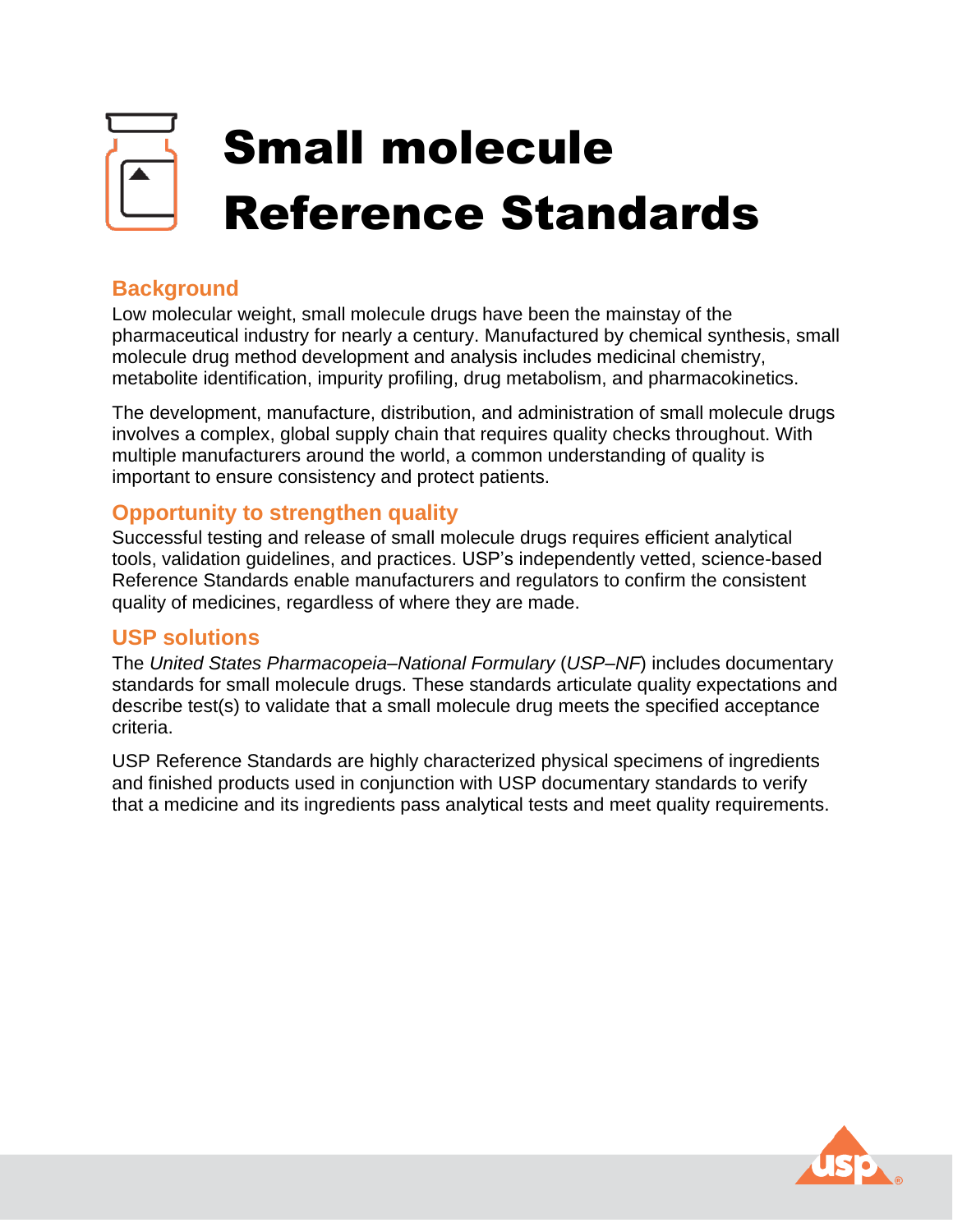# Small molecule Reference Standards

## Background

Low molecular weight, small molecule drugs have been the mainstay of the pharmaceutical industry for nearly a century. Manufactured by chemical synthesis, small molecule drug method development and analysis includes medicinal chemistry, metabolite identification, impurity profiling, drug metabolism, and pharmacokinetics.

The development, manufacture, distribution, and administration of small molecule drugs involves a complex, global supply chain that requires quality checks throughout. With multiple manufacturers around the world, a common understanding of quality is important to ensure consistency and protect patients.

## Opportunity to strengthen quality

Successful testing and release of small molecule drugs requires efficient analytical tools, validation guidelines, and practices. USP's independently vetted, science-based Reference Standards enable manufacturers and regulators to confirm the consistent quality of medicines, regardless of where they are made.

## USP solutions

The *United States Pharmacopeia–National Formulary* (*USP–NF*) includes documentary standards for small molecule drugs. These standards articulate quality expectations and describe test(s) to validate that a small molecule drug meets the specified acceptance criteria.

USP Reference Standards are highly characterized physical specimens of ingredients and finished products used in conjunction with USP documentary standards to verify that a medicine and its ingredients pass analytical tests and meet quality requirements.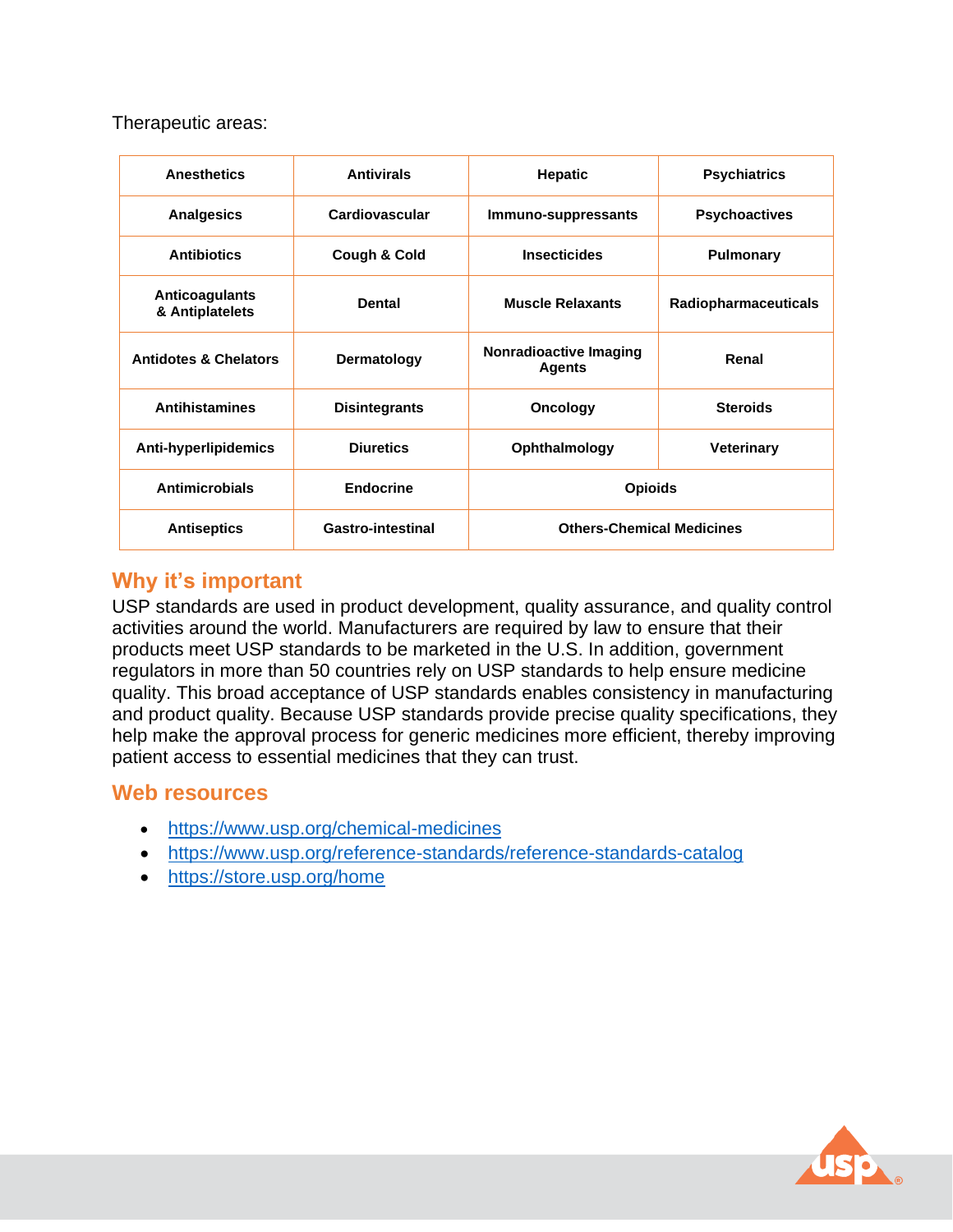Therapeutic areas:

| | | | |
|---|---|---|---|
| **Anesthetics** | **Antivirals** | **Hepatic** | **Psychiatrics** |
| **Analgesics** | **Cardiovascular** | **Immuno-suppressants** | **Psychoactives** |
| **Antibiotics** | **Cough & Cold** | **Insecticides** | **Pulmonary** |
| **Anticoagulants & Antiplatelets** | **Dental** | **Muscle Relaxants** | **Radiopharmaceuticals** |
| **Antidotes & Chelators** | **Dermatology** | **Nonradioactive Imaging Agents** | **Renal** |
| **Antihistamines** | **Disintegrants** | **Oncology** | **Steroids** |
| **Anti-hyperlipidemics** | **Diuretics** | **Ophthalmology** | **Veterinary** |
| **Antimicrobials** | **Endocrine** | **Opioids** | |
| **Antiseptics** | **Gastro-intestinal** | **Others-Chemical Medicines** | |

## Why it's important

USP standards are used in product development, quality assurance, and quality control activities around the world. Manufacturers are required by law to ensure that their products meet USP standards to be marketed in the U.S. In addition, government regulators in more than 50 countries rely on USP standards to help ensure medicine quality. This broad acceptance of USP standards enables consistency in manufacturing and product quality. Because USP standards provide precise quality specifications, they help make the approval process for generic medicines more efficient, thereby improving patient access to essential medicines that they can trust.

## Web resources

- https://www.usp.org/chemical-medicines
- https://www.usp.org/reference-standards/reference-standards-catalog
- https://store.usp.org/home